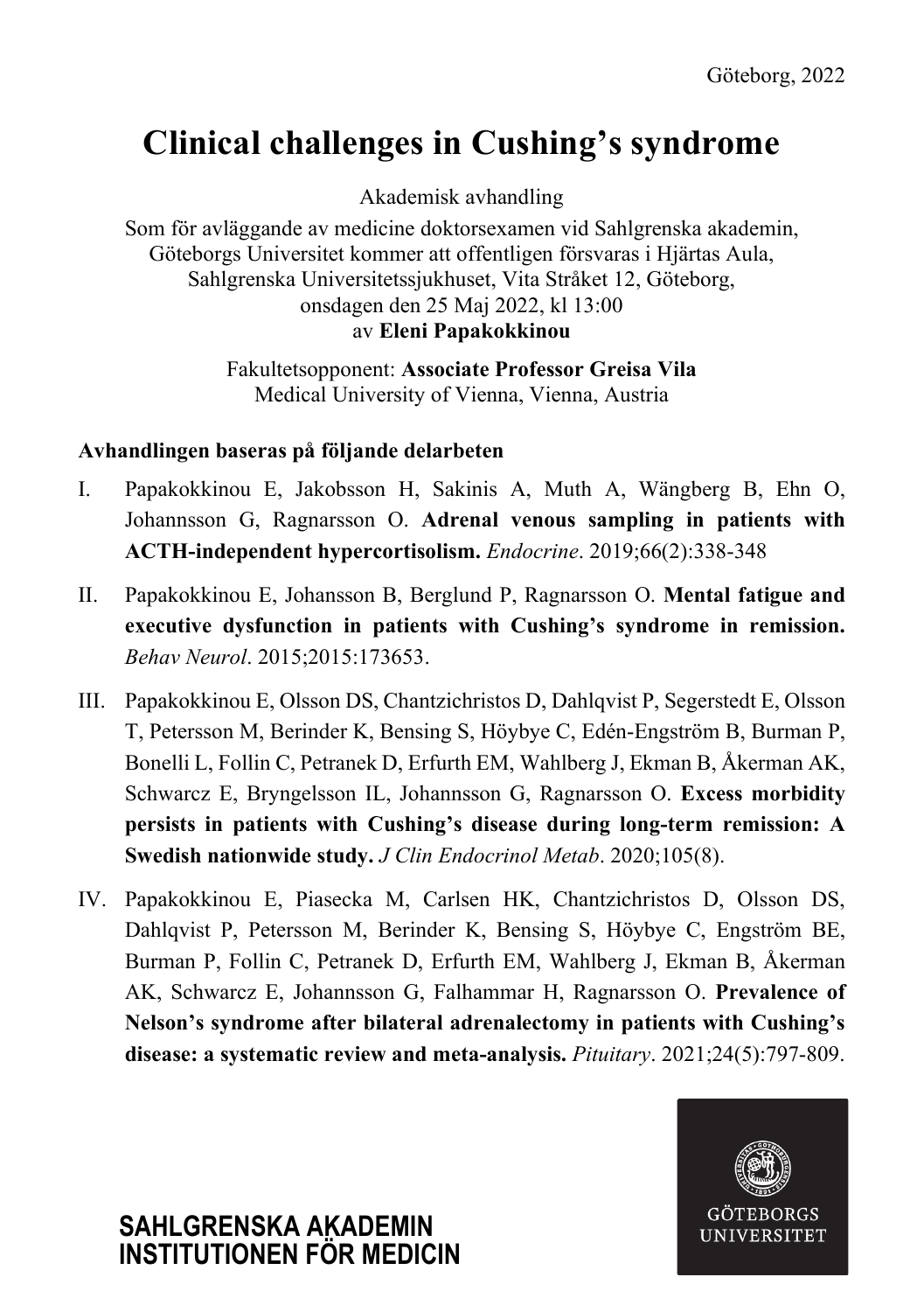Göteborg, 2022

# Clinical challenges in Cushing's syndrome

Akademisk avhandling

Som för avläggande av medicine doktorsexamen vid Sahlgrenska akademin, Göteborgs Universitet kommer att offentligen försvaras i Hjärtas Aula, Sahlgrenska Universitetssjukhuset, Vita Stråket 12, Göteborg, onsdagen den 25 Maj 2022, kl 13:00
av **Eleni Papakokkinou**

Fakultetsopponent: **Associate Professor Greisa Vila**
Medical University of Vienna, Vienna, Austria

**Avhandlingen baseras på följande delarbeten**

I. Papakokkinou E, Jakobsson H, Sakinis A, Muth A, Wängberg B, Ehn O, Johannsson G, Ragnarsson O. **Adrenal venous sampling in patients with ACTH-independent hypercortisolism.** *Endocrine*. 2019;66(2):338-348

II. Papakokkinou E, Johansson B, Berglund P, Ragnarsson O. **Mental fatigue and executive dysfunction in patients with Cushing's syndrome in remission.** *Behav Neurol*. 2015;2015:173653.

III. Papakokkinou E, Olsson DS, Chantzichristos D, Dahlqvist P, Segerstedt E, Olsson T, Petersson M, Berinder K, Bensing S, Höybye C, Edén-Engström B, Burman P, Bonelli L, Follin C, Petranek D, Erfurth EM, Wahlberg J, Ekman B, Åkerman AK, Schwarcz E, Bryngelsson IL, Johannsson G, Ragnarsson O. **Excess morbidity persists in patients with Cushing's disease during long-term remission: A Swedish nationwide study.** *J Clin Endocrinol Metab*. 2020;105(8).

IV. Papakokkinou E, Piasecka M, Carlsen HK, Chantzichristos D, Olsson DS, Dahlqvist P, Petersson M, Berinder K, Bensing S, Höybye C, Engström BE, Burman P, Follin C, Petranek D, Erfurth EM, Wahlberg J, Ekman B, Åkerman AK, Schwarcz E, Johannsson G, Falhammar H, Ragnarsson O. **Prevalence of Nelson's syndrome after bilateral adrenalectomy in patients with Cushing's disease: a systematic review and meta-analysis.** *Pituitary*. 2021;24(5):797-809.

**SAHLGRENSKA AKADEMIN**
**INSTITUTIONEN FÖR MEDICIN**

GÖTEBORGS UNIVERSITET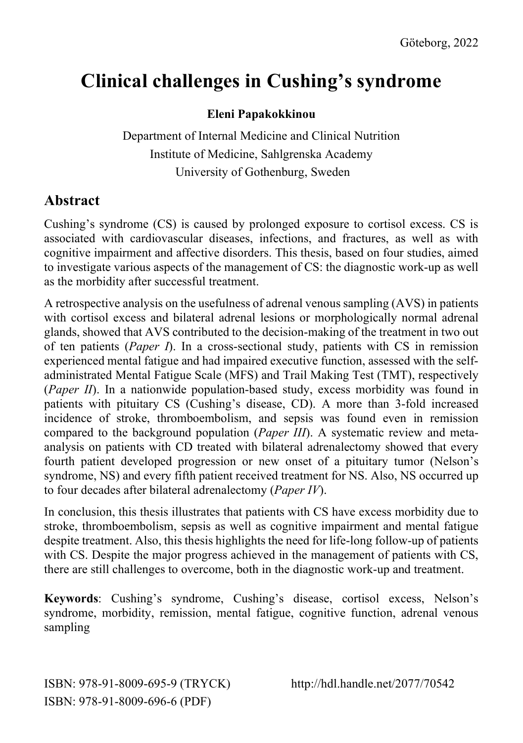Göteborg, 2022

# Clinical challenges in Cushing's syndrome

**Eleni Papakokkinou**

Department of Internal Medicine and Clinical Nutrition
Institute of Medicine, Sahlgrenska Academy
University of Gothenburg, Sweden

## Abstract

Cushing's syndrome (CS) is caused by prolonged exposure to cortisol excess. CS is associated with cardiovascular diseases, infections, and fractures, as well as with cognitive impairment and affective disorders. This thesis, based on four studies, aimed to investigate various aspects of the management of CS: the diagnostic work-up as well as the morbidity after successful treatment.

A retrospective analysis on the usefulness of adrenal venous sampling (AVS) in patients with cortisol excess and bilateral adrenal lesions or morphologically normal adrenal glands, showed that AVS contributed to the decision-making of the treatment in two out of ten patients (*Paper I*). In a cross-sectional study, patients with CS in remission experienced mental fatigue and had impaired executive function, assessed with the self-administrated Mental Fatigue Scale (MFS) and Trail Making Test (TMT), respectively (*Paper II*). In a nationwide population-based study, excess morbidity was found in patients with pituitary CS (Cushing's disease, CD). A more than 3-fold increased incidence of stroke, thromboembolism, and sepsis was found even in remission compared to the background population (*Paper III*). A systematic review and meta-analysis on patients with CD treated with bilateral adrenalectomy showed that every fourth patient developed progression or new onset of a pituitary tumor (Nelson's syndrome, NS) and every fifth patient received treatment for NS. Also, NS occurred up to four decades after bilateral adrenalectomy (*Paper IV*).

In conclusion, this thesis illustrates that patients with CS have excess morbidity due to stroke, thromboembolism, sepsis as well as cognitive impairment and mental fatigue despite treatment. Also, this thesis highlights the need for life-long follow-up of patients with CS. Despite the major progress achieved in the management of patients with CS, there are still challenges to overcome, both in the diagnostic work-up and treatment.

**Keywords**: Cushing's syndrome, Cushing's disease, cortisol excess, Nelson's syndrome, morbidity, remission, mental fatigue, cognitive function, adrenal venous sampling

ISBN: 978-91-8009-695-9 (TRYCK)
ISBN: 978-91-8009-696-6 (PDF)

http://hdl.handle.net/2077/70542